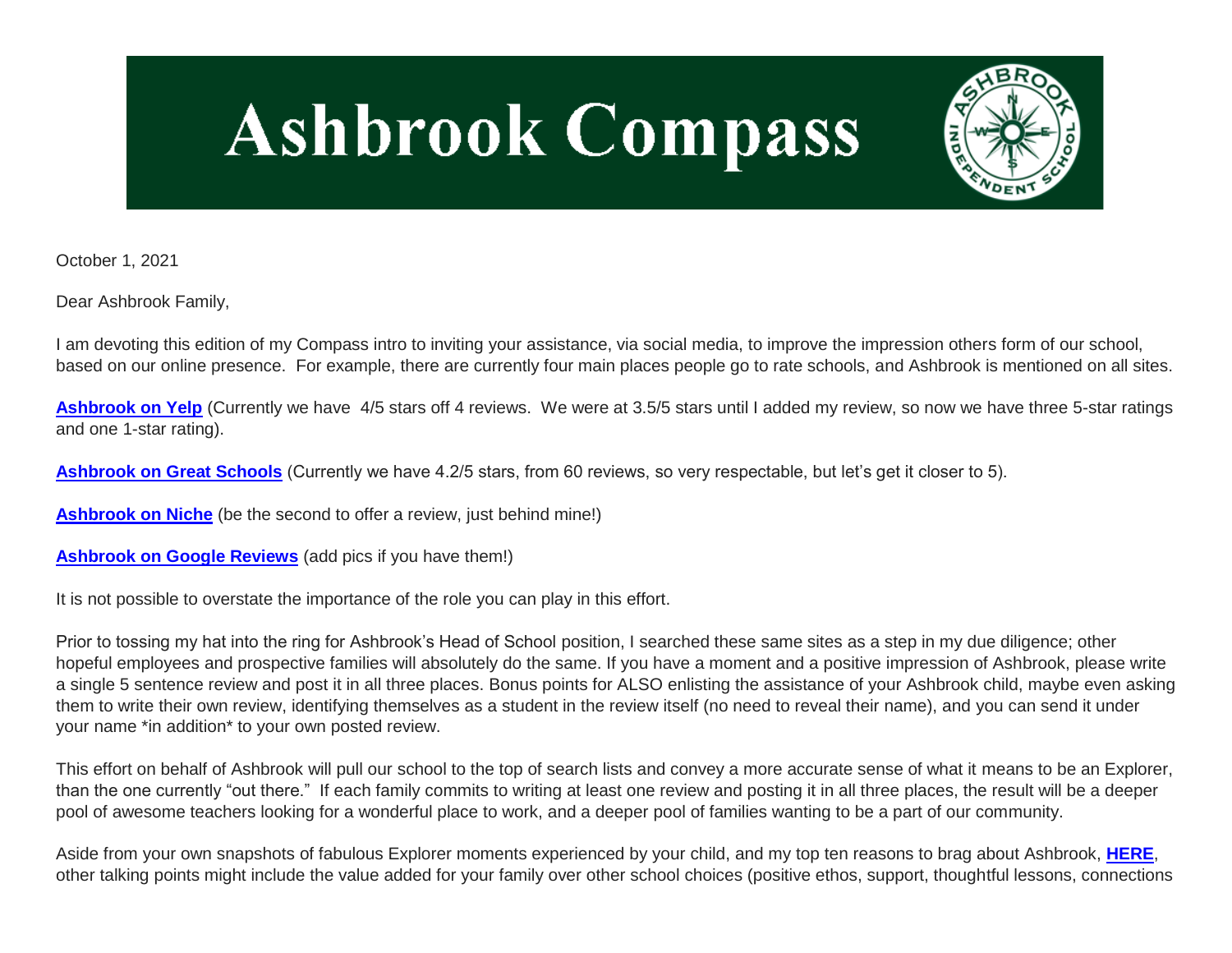# Ashbrook Compass

October 1, 2021

Dear Ashbrook Family,

I am devoting this edition of my Compass intro to inviting your assistance, via social media, to improve the impression others form of our school, based on our online presence. For example, there are currently four main places people go to rate schools, and Ashbrook is mentioned on all sites.

**Ashbrook on Yelp** (Currently we have 4/5 stars off 4 reviews. We were at 3.5/5 stars until I added my review, so now we have three 5-star ratings and one 1-star rating).

**Ashbrook on Great Schools** (Currently we have 4.2/5 stars, from 60 reviews, so very respectable, but let's get it closer to 5).

**Ashbrook on Niche** (be the second to offer a review, just behind mine!)

**Ashbrook on Google Reviews** (add pics if you have them!)

It is not possible to overstate the importance of the role you can play in this effort.

Prior to tossing my hat into the ring for Ashbrook's Head of School position, I searched these same sites as a step in my due diligence; other hopeful employees and prospective families will absolutely do the same. If you have a moment and a positive impression of Ashbrook, please write a single 5 sentence review and post it in all three places. Bonus points for ALSO enlisting the assistance of your Ashbrook child, maybe even asking them to write their own review, identifying themselves as a student in the review itself (no need to reveal their name), and you can send it under your name *in addition* to your own posted review.

This effort on behalf of Ashbrook will pull our school to the top of search lists and convey a more accurate sense of what it means to be an Explorer, than the one currently "out there." If each family commits to writing at least one review and posting it in all three places, the result will be a deeper pool of awesome teachers looking for a wonderful place to work, and a deeper pool of families wanting to be a part of our community.

Aside from your own snapshots of fabulous Explorer moments experienced by your child, and my top ten reasons to brag about Ashbrook, **HERE**, other talking points might include the value added for your family over other school choices (positive ethos, support, thoughtful lessons, connections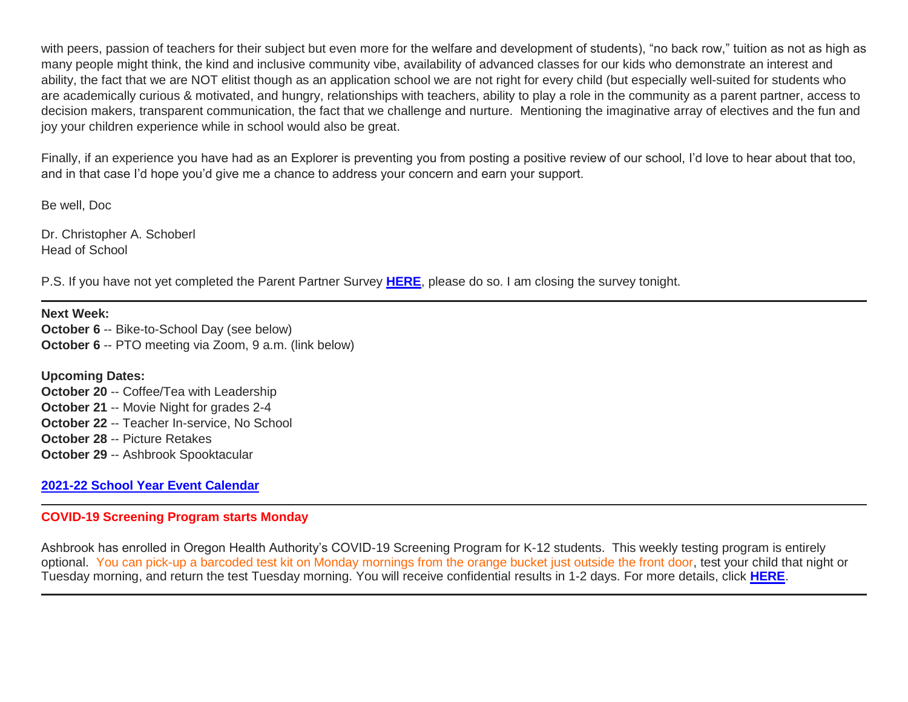with peers, passion of teachers for their subject but even more for the welfare and development of students), “no back row,” tuition as not as high as many people might think, the kind and inclusive community vibe, availability of advanced classes for our kids who demonstrate an interest and ability, the fact that we are NOT elitist though as an application school we are not right for every child (but especially well-suited for students who are academically curious & motivated, and hungry, relationships with teachers, ability to play a role in the community as a parent partner, access to decision makers, transparent communication, the fact that we challenge and nurture. Mentioning the imaginative array of electives and the fun and joy your children experience while in school would also be great.

Finally, if an experience you have had as an Explorer is preventing you from posting a positive review of our school, I’d love to hear about that too, and in that case I’d hope you’d give me a chance to address your concern and earn your support.

Be well, Doc

Dr. Christopher A. Schoberl
Head of School

P.S. If you have not yet completed the Parent Partner Survey **HERE**, please do so. I am closing the survey tonight.

---

**Next Week:**
**October 6** -- Bike-to-School Day (see below)
**October 6** -- PTO meeting via Zoom, 9 a.m. (link below)

**Upcoming Dates:**
**October 20** -- Coffee/Tea with Leadership
**October 21** -- Movie Night for grades 2-4
**October 22** -- Teacher In-service, No School
**October 28** -- Picture Retakes
**October 29** -- Ashbrook Spooktacular

**2021-22 School Year Event Calendar**

---

**COVID-19 Screening Program starts Monday**

Ashbrook has enrolled in Oregon Health Authority’s COVID-19 Screening Program for K-12 students. This weekly testing program is entirely optional. You can pick-up a barcoded test kit on Monday mornings from the orange bucket just outside the front door, test your child that night or Tuesday morning, and return the test Tuesday morning. You will receive confidential results in 1-2 days. For more details, click **HERE**.

---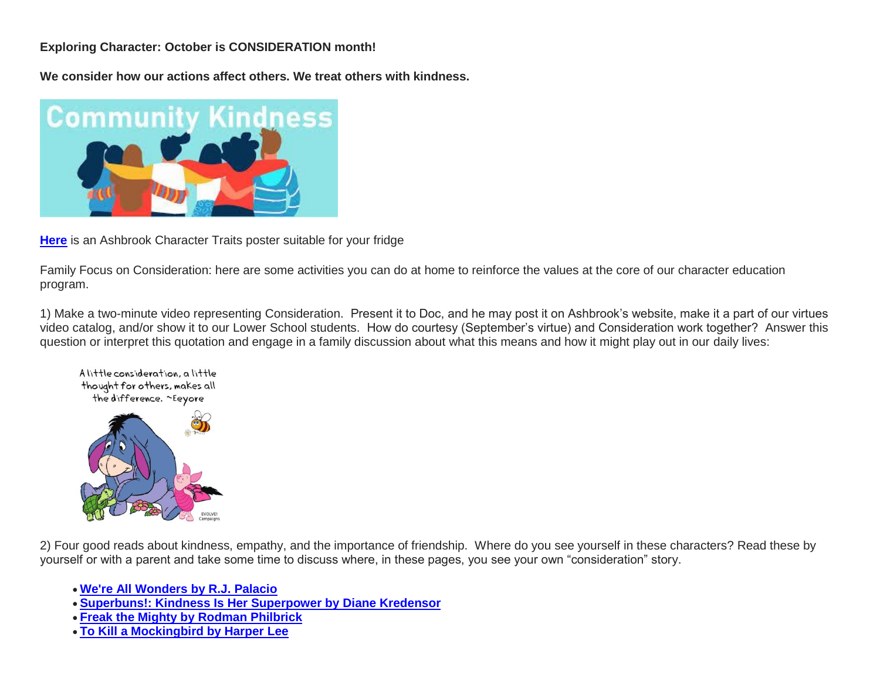**Exploring Character: October is CONSIDERATION month!**

**We consider how our actions affect others. We treat others with kindness.**

**Here** is an Ashbrook Character Traits poster suitable for your fridge

Family Focus on Consideration: here are some activities you can do at home to reinforce the values at the core of our character education program.

1) Make a two-minute video representing Consideration. Present it to Doc, and he may post it on Ashbrook's website, make it a part of our virtues video catalog, and/or show it to our Lower School students. How do courtesy (September's virtue) and Consideration work together? Answer this question or interpret this quotation and engage in a family discussion about what this means and how it might play out in our daily lives:

2) Four good reads about kindness, empathy, and the importance of friendship. Where do you see yourself in these characters? Read these by yourself or with a parent and take some time to discuss where, in these pages, you see your own "consideration" story.

- **We're All Wonders by R.J. Palacio**
- **Superbuns!: Kindness Is Her Superpower by Diane Kredensor**
- **Freak the Mighty by Rodman Philbrick**
- **To Kill a Mockingbird by Harper Lee**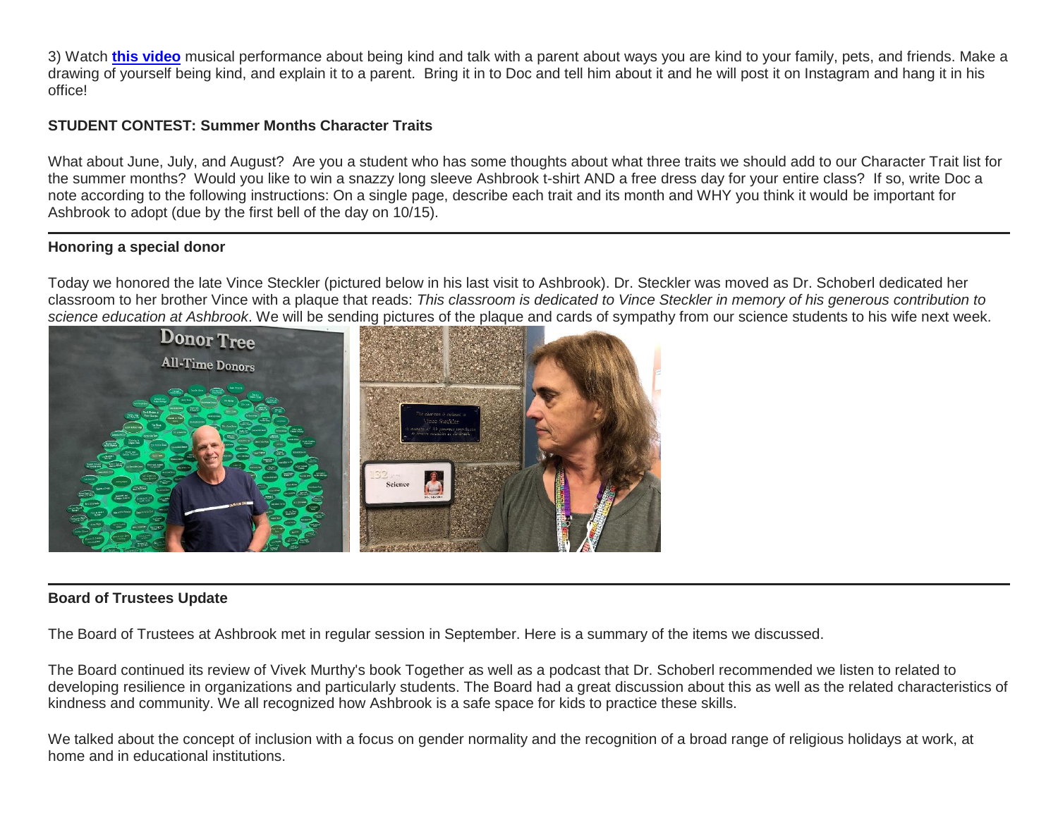3) Watch **this video** musical performance about being kind and talk with a parent about ways you are kind to your family, pets, and friends. Make a drawing of yourself being kind, and explain it to a parent. Bring it in to Doc and tell him about it and he will post it on Instagram and hang it in his office!

**STUDENT CONTEST: Summer Months Character Traits**

What about June, July, and August? Are you a student who has some thoughts about what three traits we should add to our Character Trait list for the summer months? Would you like to win a snazzy long sleeve Ashbrook t-shirt AND a free dress day for your entire class? If so, write Doc a note according to the following instructions: On a single page, describe each trait and its month and WHY you think it would be important for Ashbrook to adopt (due by the first bell of the day on 10/15).

---

**Honoring a special donor**

Today we honored the late Vince Steckler (pictured below in his last visit to Ashbrook). Dr. Steckler was moved as Dr. Schoberl dedicated her classroom to her brother Vince with a plaque that reads: *This classroom is dedicated to Vince Steckler in memory of his generous contribution to science education at Ashbrook*. We will be sending pictures of the plaque and cards of sympathy from our science students to his wife next week.

---

**Board of Trustees Update**

The Board of Trustees at Ashbrook met in regular session in September. Here is a summary of the items we discussed.

The Board continued its review of Vivek Murthy's book Together as well as a podcast that Dr. Schoberl recommended we listen to related to developing resilience in organizations and particularly students. The Board had a great discussion about this as well as the related characteristics of kindness and community. We all recognized how Ashbrook is a safe space for kids to practice these skills.

We talked about the concept of inclusion with a focus on gender normality and the recognition of a broad range of religious holidays at work, at home and in educational institutions.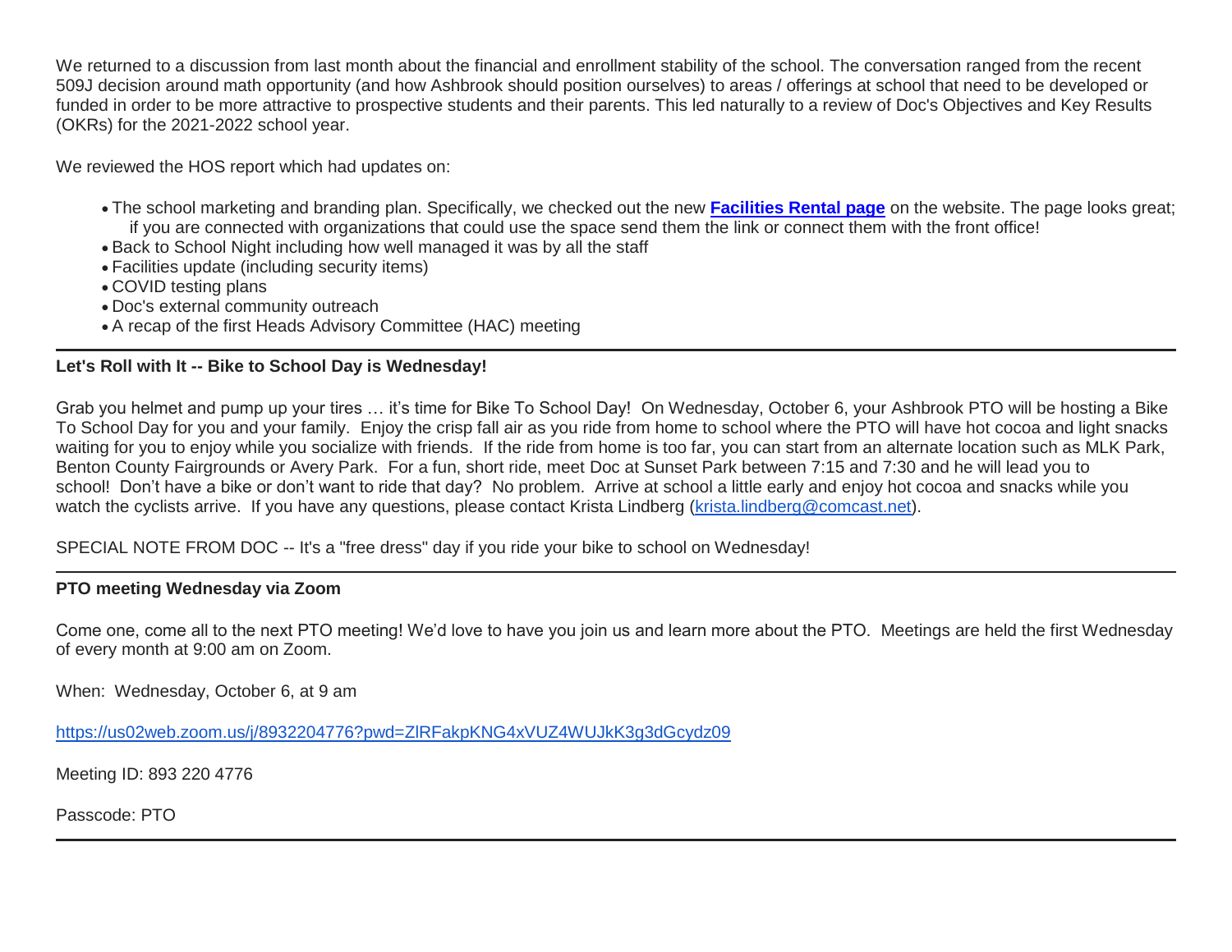We returned to a discussion from last month about the financial and enrollment stability of the school. The conversation ranged from the recent 509J decision around math opportunity (and how Ashbrook should position ourselves) to areas / offerings at school that need to be developed or funded in order to be more attractive to prospective students and their parents. This led naturally to a review of Doc's Objectives and Key Results (OKRs) for the 2021-2022 school year.

We reviewed the HOS report which had updates on:

- The school marketing and branding plan. Specifically, we checked out the new **Facilities Rental page** on the website. The page looks great; if you are connected with organizations that could use the space send them the link or connect them with the front office!
- Back to School Night including how well managed it was by all the staff
- Facilities update (including security items)
- COVID testing plans
- Doc's external community outreach
- A recap of the first Heads Advisory Committee (HAC) meeting

---

**Let's Roll with It -- Bike to School Day is Wednesday!**

Grab you helmet and pump up your tires … it's time for Bike To School Day! On Wednesday, October 6, your Ashbrook PTO will be hosting a Bike To School Day for you and your family. Enjoy the crisp fall air as you ride from home to school where the PTO will have hot cocoa and light snacks waiting for you to enjoy while you socialize with friends. If the ride from home is too far, you can start from an alternate location such as MLK Park, Benton County Fairgrounds or Avery Park. For a fun, short ride, meet Doc at Sunset Park between 7:15 and 7:30 and he will lead you to school! Don't have a bike or don't want to ride that day? No problem. Arrive at school a little early and enjoy hot cocoa and snacks while you watch the cyclists arrive. If you have any questions, please contact Krista Lindberg (krista.lindberg@comcast.net).

SPECIAL NOTE FROM DOC -- It's a "free dress" day if you ride your bike to school on Wednesday!

---

**PTO meeting Wednesday via Zoom**

Come one, come all to the next PTO meeting! We'd love to have you join us and learn more about the PTO. Meetings are held the first Wednesday of every month at 9:00 am on Zoom.

When: Wednesday, October 6, at 9 am

https://us02web.zoom.us/j/8932204776?pwd=ZlRFakpKNG4xVUZ4WUJkK3g3dGcydz09

Meeting ID: 893 220 4776

Passcode: PTO

---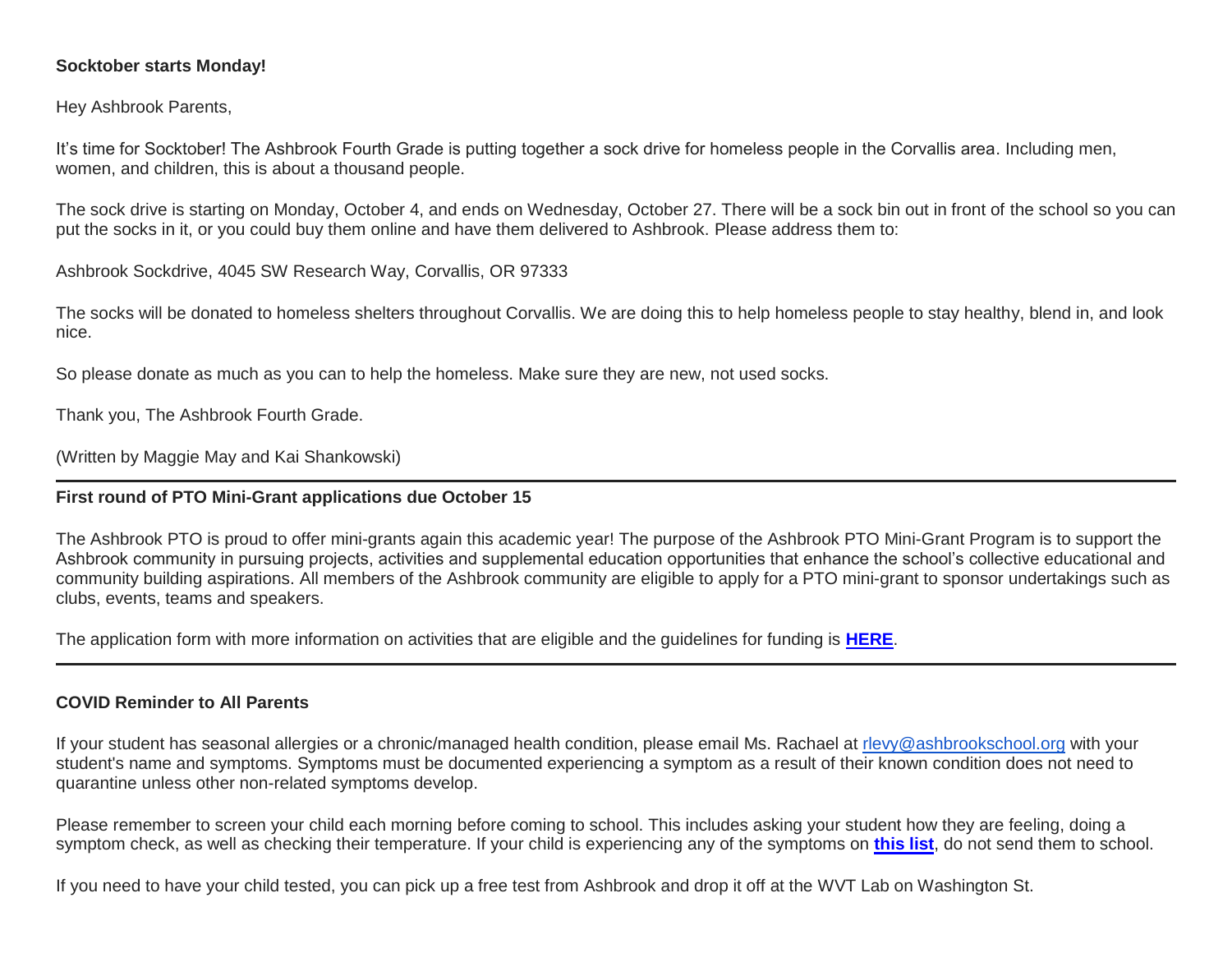**Socktober starts Monday!**

Hey Ashbrook Parents,

It's time for Socktober! The Ashbrook Fourth Grade is putting together a sock drive for homeless people in the Corvallis area. Including men, women, and children, this is about a thousand people.

The sock drive is starting on Monday, October 4, and ends on Wednesday, October 27. There will be a sock bin out in front of the school so you can put the socks in it, or you could buy them online and have them delivered to Ashbrook. Please address them to:

Ashbrook Sockdrive, 4045 SW Research Way, Corvallis, OR 97333

The socks will be donated to homeless shelters throughout Corvallis. We are doing this to help homeless people to stay healthy, blend in, and look nice.

So please donate as much as you can to help the homeless. Make sure they are new, not used socks.

Thank you, The Ashbrook Fourth Grade.

(Written by Maggie May and Kai Shankowski)

---

**First round of PTO Mini-Grant applications due October 15**

The Ashbrook PTO is proud to offer mini-grants again this academic year! The purpose of the Ashbrook PTO Mini-Grant Program is to support the Ashbrook community in pursuing projects, activities and supplemental education opportunities that enhance the school's collective educational and community building aspirations. All members of the Ashbrook community are eligible to apply for a PTO mini-grant to sponsor undertakings such as clubs, events, teams and speakers.

The application form with more information on activities that are eligible and the guidelines for funding is **HERE**.

---

**COVID Reminder to All Parents**

If your student has seasonal allergies or a chronic/managed health condition, please email Ms. Rachael at rlevy@ashbrookschool.org with your student's name and symptoms. Symptoms must be documented experiencing a symptom as a result of their known condition does not need to quarantine unless other non-related symptoms develop.

Please remember to screen your child each morning before coming to school. This includes asking your student how they are feeling, doing a symptom check, as well as checking their temperature. If your child is experiencing any of the symptoms on **this list**, do not send them to school.

If you need to have your child tested, you can pick up a free test from Ashbrook and drop it off at the WVT Lab on Washington St.